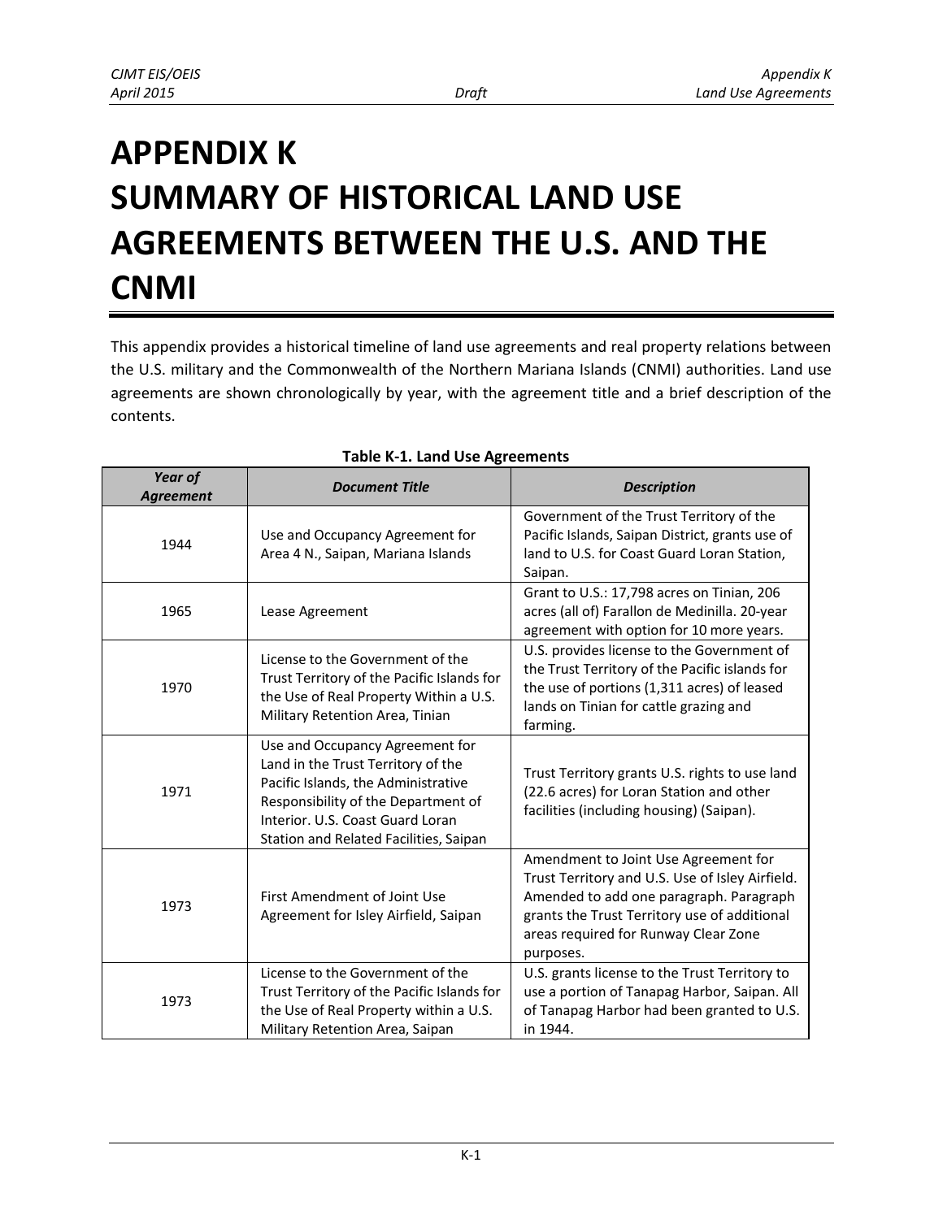# APPENDIX K SUMMARY OF HISTORICAL LAND USE AGREEMENTS BETWEEN THE U.S. AND THE CNMI

This appendix provides a historical timeline of land use agreements and real property relations between the U.S. military and the Commonwealth of the Northern Mariana Islands (CNMI) authorities. Land use agreements are shown chronologically by year, with the agreement title and a brief description of the contents.

**Table K-1. Land Use Agreements**

| *Year of Agreement* | *Document Title* | *Description* |
| --- | --- | --- |
| 1944 | Use and Occupancy Agreement for Area 4 N., Saipan, Mariana Islands | Government of the Trust Territory of the Pacific Islands, Saipan District, grants use of land to U.S. for Coast Guard Loran Station, Saipan. |
| 1965 | Lease Agreement | Grant to U.S.: 17,798 acres on Tinian, 206 acres (all of) Farallon de Medinilla. 20-year agreement with option for 10 more years. |
| 1970 | License to the Government of the Trust Territory of the Pacific Islands for the Use of Real Property Within a U.S. Military Retention Area, Tinian | U.S. provides license to the Government of the Trust Territory of the Pacific islands for the use of portions (1,311 acres) of leased lands on Tinian for cattle grazing and farming. |
| 1971 | Use and Occupancy Agreement for Land in the Trust Territory of the Pacific Islands, the Administrative Responsibility of the Department of Interior. U.S. Coast Guard Loran Station and Related Facilities, Saipan | Trust Territory grants U.S. rights to use land (22.6 acres) for Loran Station and other facilities (including housing) (Saipan). |
| 1973 | First Amendment of Joint Use Agreement for Isley Airfield, Saipan | Amendment to Joint Use Agreement for Trust Territory and U.S. Use of Isley Airfield. Amended to add one paragraph. Paragraph grants the Trust Territory use of additional areas required for Runway Clear Zone purposes. |
| 1973 | License to the Government of the Trust Territory of the Pacific Islands for the Use of Real Property within a U.S. Military Retention Area, Saipan | U.S. grants license to the Trust Territory to use a portion of Tanapag Harbor, Saipan. All of Tanapag Harbor had been granted to U.S. in 1944. |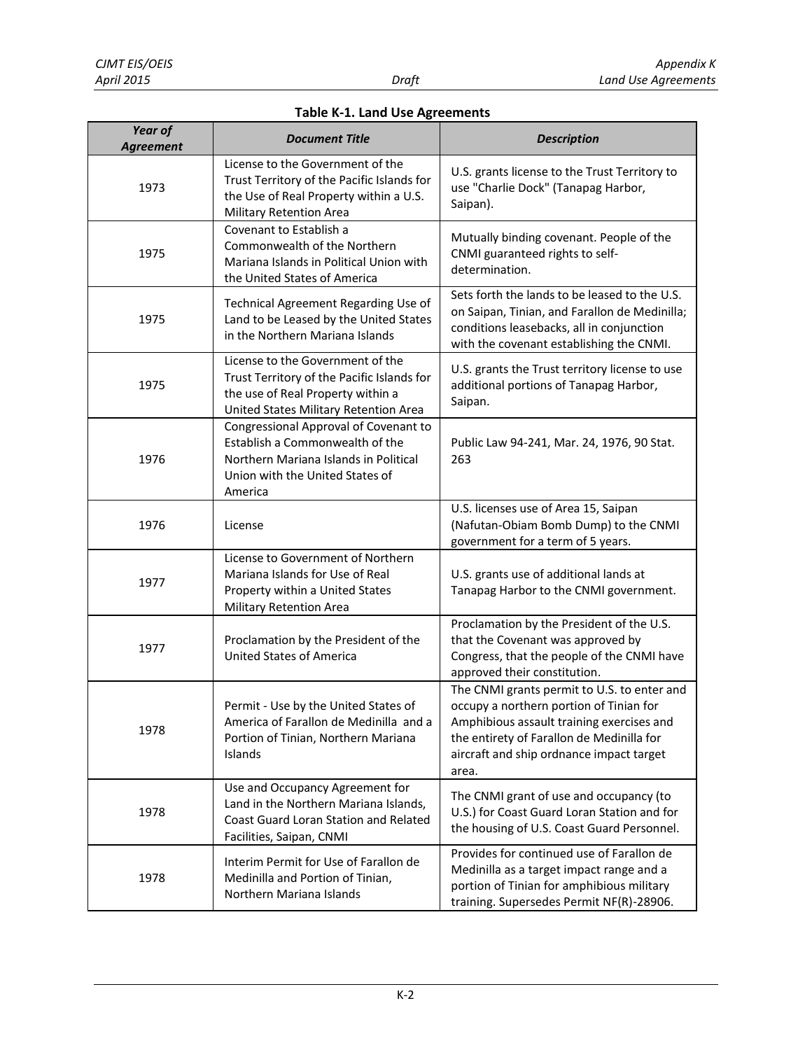**Table K-1. Land Use Agreements**

| *Year of Agreement* | *Document Title* | *Description* |
|---|---|---|
| 1973 | License to the Government of the Trust Territory of the Pacific Islands for the Use of Real Property within a U.S. Military Retention Area | U.S. grants license to the Trust Territory to use "Charlie Dock" (Tanapag Harbor, Saipan). |
| 1975 | Covenant to Establish a Commonwealth of the Northern Mariana Islands in Political Union with the United States of America | Mutually binding covenant. People of the CNMI guaranteed rights to self-determination. |
| 1975 | Technical Agreement Regarding Use of Land to be Leased by the United States in the Northern Mariana Islands | Sets forth the lands to be leased to the U.S. on Saipan, Tinian, and Farallon de Medinilla; conditions leasebacks, all in conjunction with the covenant establishing the CNMI. |
| 1975 | License to the Government of the Trust Territory of the Pacific Islands for the use of Real Property within a United States Military Retention Area | U.S. grants the Trust territory license to use additional portions of Tanapag Harbor, Saipan. |
| 1976 | Congressional Approval of Covenant to Establish a Commonwealth of the Northern Mariana Islands in Political Union with the United States of America | Public Law 94-241, Mar. 24, 1976, 90 Stat. 263 |
| 1976 | License | U.S. licenses use of Area 15, Saipan (Nafutan-Obiam Bomb Dump) to the CNMI government for a term of 5 years. |
| 1977 | License to Government of Northern Mariana Islands for Use of Real Property within a United States Military Retention Area | U.S. grants use of additional lands at Tanapag Harbor to the CNMI government. |
| 1977 | Proclamation by the President of the United States of America | Proclamation by the President of the U.S. that the Covenant was approved by Congress, that the people of the CNMI have approved their constitution. |
| 1978 | Permit - Use by the United States of America of Farallon de Medinilla and a Portion of Tinian, Northern Mariana Islands | The CNMI grants permit to U.S. to enter and occupy a northern portion of Tinian for Amphibious assault training exercises and the entirety of Farallon de Medinilla for aircraft and ship ordnance impact target area. |
| 1978 | Use and Occupancy Agreement for Land in the Northern Mariana Islands, Coast Guard Loran Station and Related Facilities, Saipan, CNMI | The CNMI grant of use and occupancy (to U.S.) for Coast Guard Loran Station and for the housing of U.S. Coast Guard Personnel. |
| 1978 | Interim Permit for Use of Farallon de Medinilla and Portion of Tinian, Northern Mariana Islands | Provides for continued use of Farallon de Medinilla as a target impact range and a portion of Tinian for amphibious military training. Supersedes Permit NF(R)-28906. |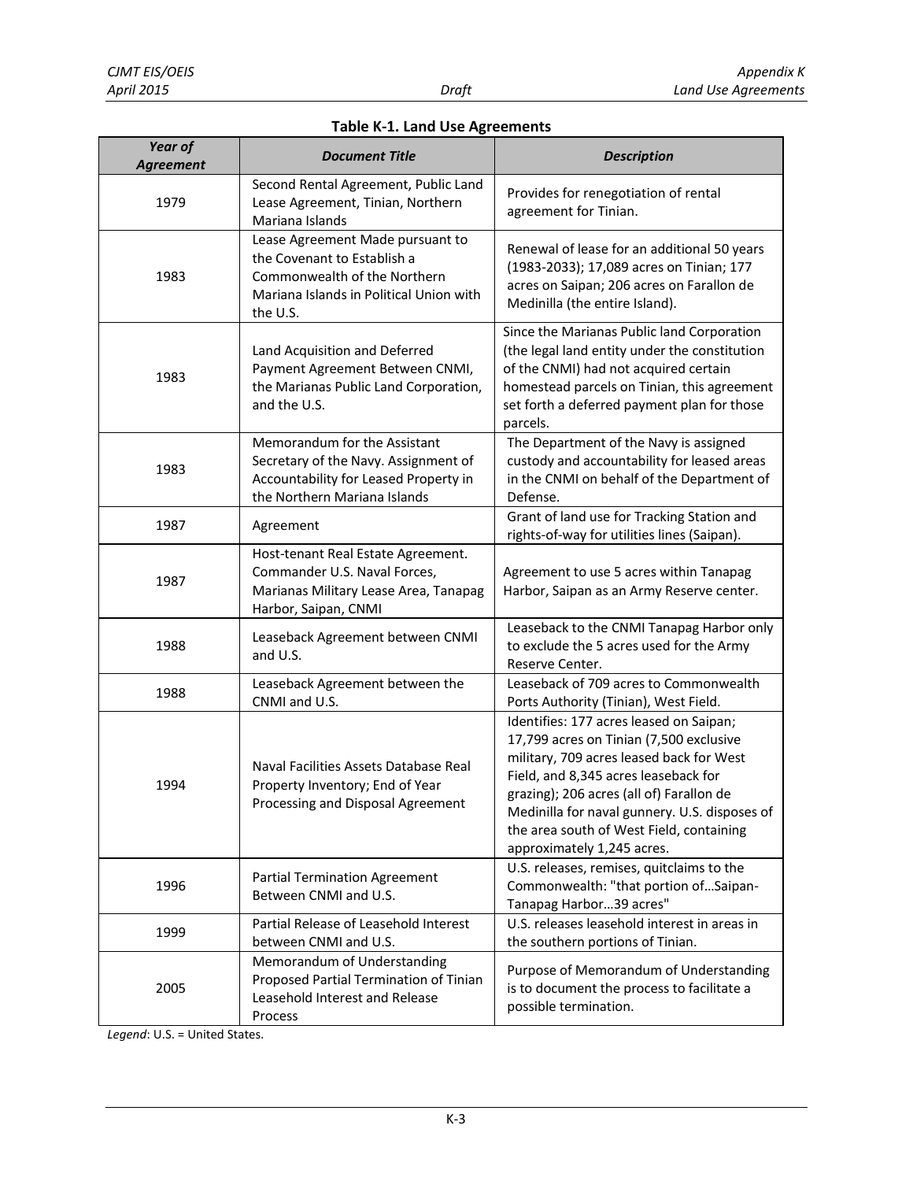**Table K-1. Land Use Agreements**

| *Year of Agreement* | *Document Title* | *Description* |
|---|---|---|
| 1979 | Second Rental Agreement, Public Land Lease Agreement, Tinian, Northern Mariana Islands | Provides for renegotiation of rental agreement for Tinian. |
| 1983 | Lease Agreement Made pursuant to the Covenant to Establish a Commonwealth of the Northern Mariana Islands in Political Union with the U.S. | Renewal of lease for an additional 50 years (1983-2033); 17,089 acres on Tinian; 177 acres on Saipan; 206 acres on Farallon de Medinilla (the entire Island). |
| 1983 | Land Acquisition and Deferred Payment Agreement Between CNMI, the Marianas Public Land Corporation, and the U.S. | Since the Marianas Public land Corporation (the legal land entity under the constitution of the CNMI) had not acquired certain homestead parcels on Tinian, this agreement set forth a deferred payment plan for those parcels. |
| 1983 | Memorandum for the Assistant Secretary of the Navy. Assignment of Accountability for Leased Property in the Northern Mariana Islands | The Department of the Navy is assigned custody and accountability for leased areas in the CNMI on behalf of the Department of Defense. |
| 1987 | Agreement | Grant of land use for Tracking Station and rights-of-way for utilities lines (Saipan). |
| 1987 | Host-tenant Real Estate Agreement. Commander U.S. Naval Forces, Marianas Military Lease Area, Tanapag Harbor, Saipan, CNMI | Agreement to use 5 acres within Tanapag Harbor, Saipan as an Army Reserve center. |
| 1988 | Leaseback Agreement between CNMI and U.S. | Leaseback to the CNMI Tanapag Harbor only to exclude the 5 acres used for the Army Reserve Center. |
| 1988 | Leaseback Agreement between the CNMI and U.S. | Leaseback of 709 acres to Commonwealth Ports Authority (Tinian), West Field. |
| 1994 | Naval Facilities Assets Database Real Property Inventory; End of Year Processing and Disposal Agreement | Identifies: 177 acres leased on Saipan; 17,799 acres on Tinian (7,500 exclusive military, 709 acres leased back for West Field, and 8,345 acres leaseback for grazing); 206 acres (all of) Farallon de Medinilla for naval gunnery. U.S. disposes of the area south of West Field, containing approximately 1,245 acres. |
| 1996 | Partial Termination Agreement Between CNMI and U.S. | U.S. releases, remises, quitclaims to the Commonwealth: "that portion of…Saipan-Tanapag Harbor…39 acres" |
| 1999 | Partial Release of Leasehold Interest between CNMI and U.S. | U.S. releases leasehold interest in areas in the southern portions of Tinian. |
| 2005 | Memorandum of Understanding Proposed Partial Termination of Tinian Leasehold Interest and Release Process | Purpose of Memorandum of Understanding is to document the process to facilitate a possible termination. |

*Legend*: U.S. = United States.